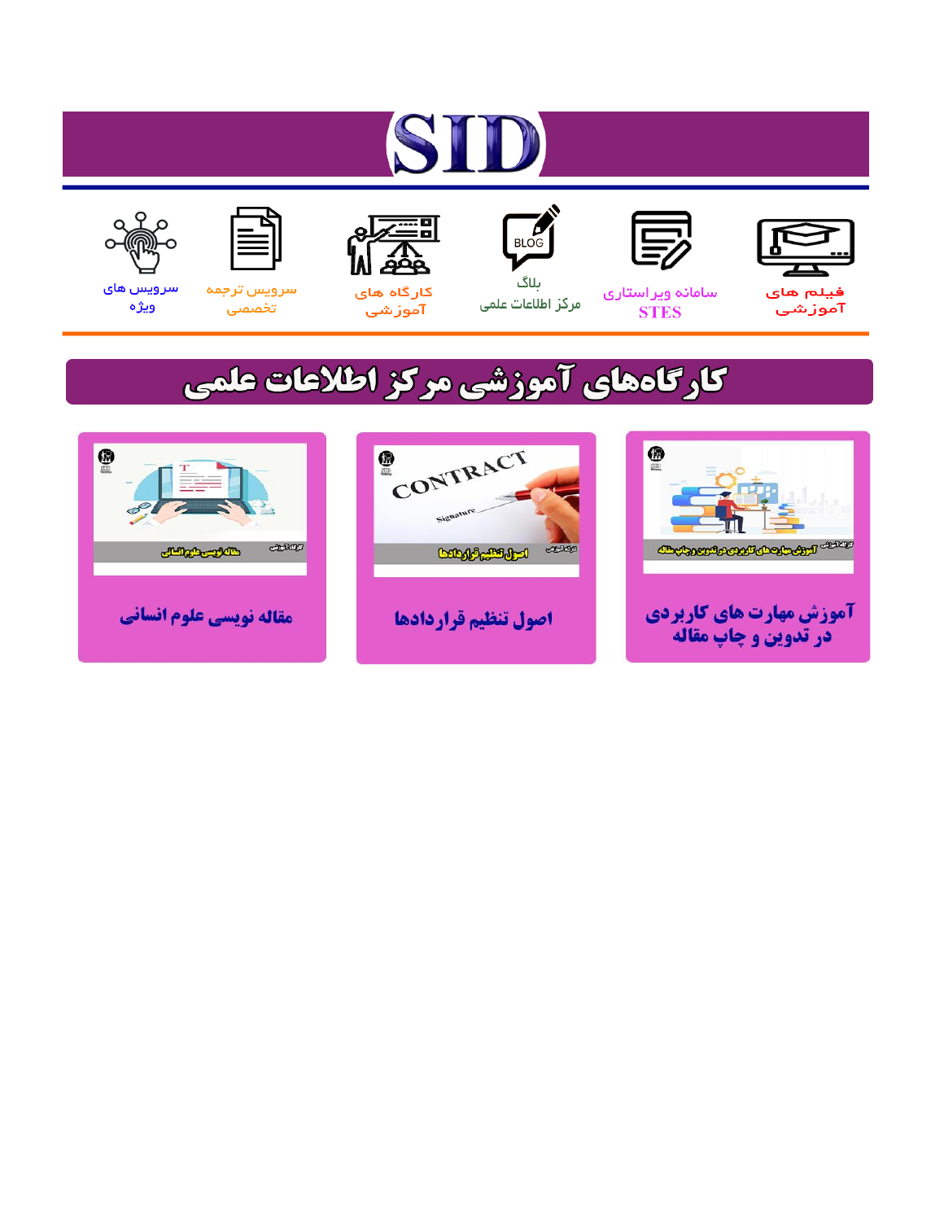# SID

فیلم های آموزشی

سامانه ویراستاری STES

بلاگ مرکز اطلاعات علمی

کارگاه های آموزشی

سرویس ترجمه تخصصی

سرویس های ویژه

## کارگاه‌های آموزشی مرکز اطلاعات علمی

آموزش مهارت های کاربردی در تدوین و چاپ مقاله

اصول تنظیم قراردادها

مقاله نویسی علوم انسانی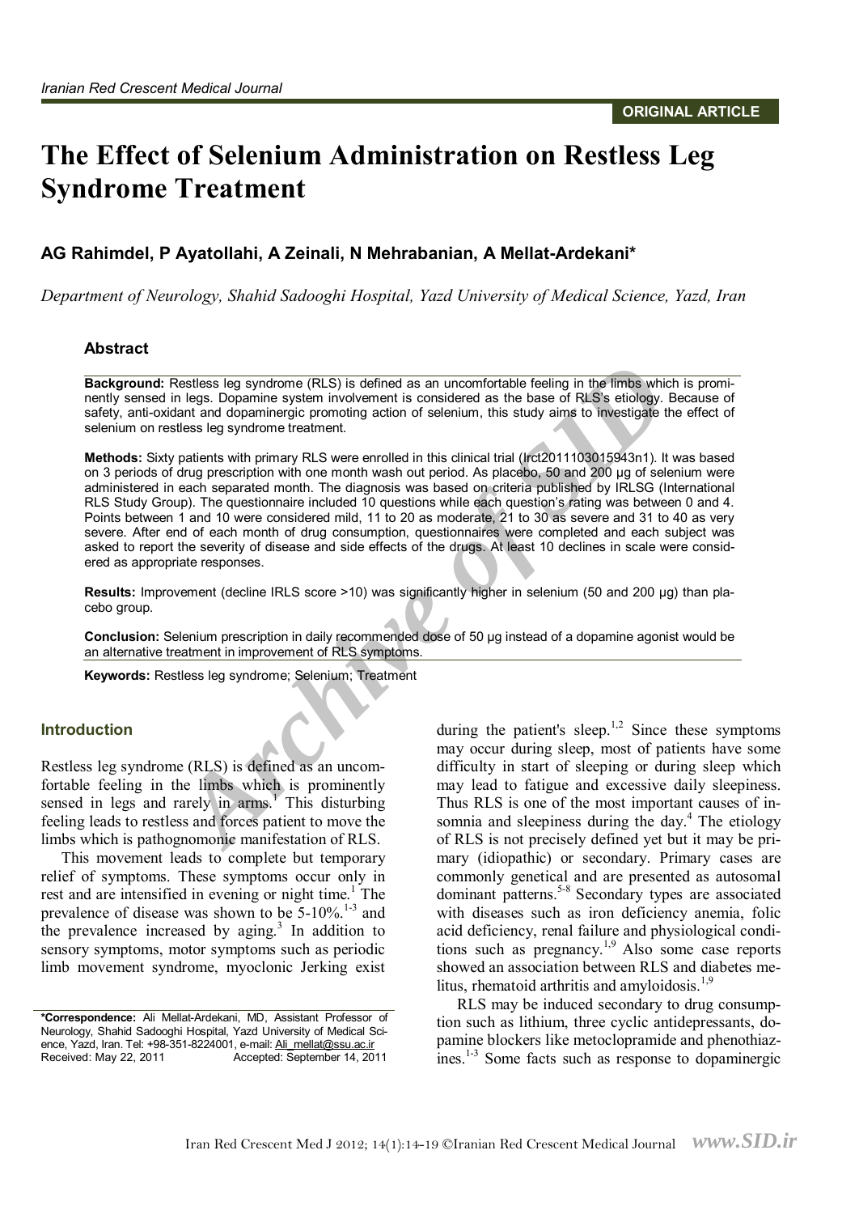ORIGINAL ARTICLE

# The Effect of Selenium Administration on Restless Leg Syndrome Treatment

## AG Rahimdel, P Ayatollahi, A Zeinali, N Mehrabanian, A Mellat-Ardekani*

*Department of Neurology, Shahid Sadooghi Hospital, Yazd University of Medical Science, Yazd, Iran*

### Abstract

**Background:** Restless leg syndrome (RLS) is defined as an uncomfortable feeling in the limbs which is prominently sensed in legs. Dopamine system involvement is considered as the base of RLS's etiology. Because of safety, anti-oxidant and dopaminergic promoting action of selenium, this study aims to investigate the effect of selenium on restless leg syndrome treatment.

**Methods:** Sixty patients with primary RLS were enrolled in this clinical trial (Irct2011103015943n1). It was based on 3 periods of drug prescription with one month wash out period. As placebo, 50 and 200 µg of selenium were administered in each separated month. The diagnosis was based on criteria published by IRLSG (International RLS Study Group). The questionnaire included 10 questions while each question's rating was between 0 and 4. Points between 1 and 10 were considered mild, 11 to 20 as moderate, 21 to 30 as severe and 31 to 40 as very severe. After end of each month of drug consumption, questionnaires were completed and each subject was asked to report the severity of disease and side effects of the drugs. At least 10 declines in scale were considered as appropriate responses.

**Results:** Improvement (decline IRLS score >10) was significantly higher in selenium (50 and 200 µg) than placebo group.

**Conclusion:** Selenium prescription in daily recommended dose of 50 µg instead of a dopamine agonist would be an alternative treatment in improvement of RLS symptoms.

**Keywords:** Restless leg syndrome; Selenium; Treatment

## Introduction

Restless leg syndrome (RLS) is defined as an uncomfortable feeling in the limbs which is prominently sensed in legs and rarely in arms.[1] This disturbing feeling leads to restless and forces patient to move the limbs which is pathognomonic manifestation of RLS.

This movement leads to complete but temporary relief of symptoms. These symptoms occur only in rest and are intensified in evening or night time.[1] The prevalence of disease was shown to be 5-10%.[1-3] and the prevalence increased by aging.[3] In addition to sensory symptoms, motor symptoms such as periodic limb movement syndrome, myoclonic Jerking exist during the patient's sleep.[1,2] Since these symptoms may occur during sleep, most of patients have some difficulty in start of sleeping or during sleep which may lead to fatigue and excessive daily sleepiness. Thus RLS is one of the most important causes of insomnia and sleepiness during the day.[4] The etiology of RLS is not precisely defined yet but it may be primary (idiopathic) or secondary. Primary cases are commonly genetical and are presented as autosomal dominant patterns.[5-8] Secondary types are associated with diseases such as iron deficiency anemia, folic acid deficiency, renal failure and physiological conditions such as pregnancy.[1,9] Also some case reports showed an association between RLS and diabetes melitus, rhematoid arthritis and amyloidosis.[1,9]

RLS may be induced secondary to drug consumption such as lithium, three cyclic antidepressants, dopamine blockers like metoclopramide and phenothiazines.[1-3] Some facts such as response to dopaminergic

**\*Correspondence:** Ali Mellat-Ardekani, MD, Assistant Professor of Neurology, Shahid Sadooghi Hospital, Yazd University of Medical Science, Yazd, Iran. Tel: +98-351-8224001, e-mail: Ali_mellat@ssu.ac.ir
Received: May 22, 2011 Accepted: September 14, 2011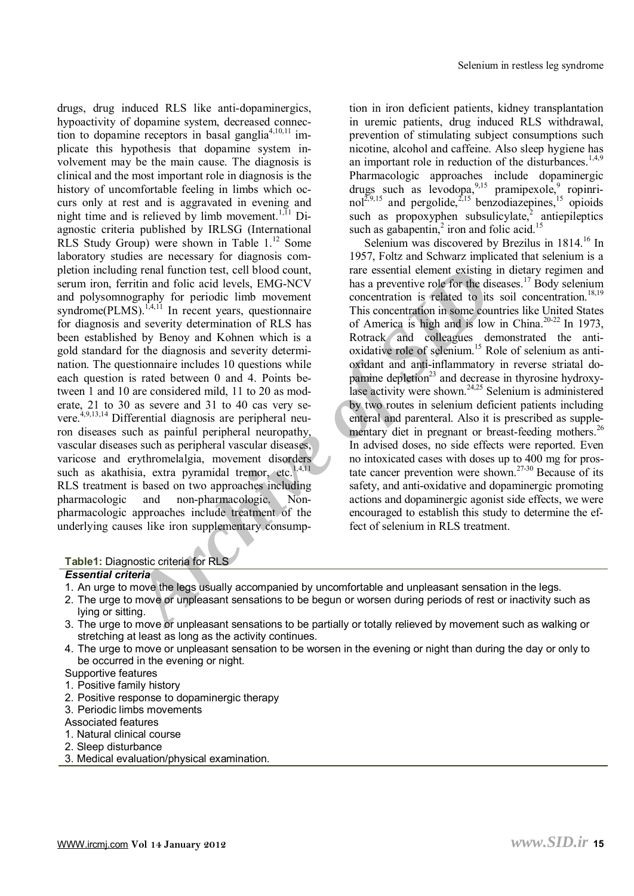drugs, drug induced RLS like anti-dopaminergics, hypoactivity of dopamine system, decreased connection to dopamine receptors in basal ganglia[4,10,11] implicate this hypothesis that dopamine system involvement may be the main cause. The diagnosis is clinical and the most important role in diagnosis is the history of uncomfortable feeling in limbs which occurs only at rest and is aggravated in evening and night time and is relieved by limb movement.[1,11] Diagnostic criteria published by IRLSG (International RLS Study Group) were shown in Table 1.[12] Some laboratory studies are necessary for diagnosis completion including renal function test, cell blood count, serum iron, ferritin and folic acid levels, EMG-NCV and polysomnography for periodic limb movement syndrome(PLMS).[1,4,11] In recent years, questionnaire for diagnosis and severity determination of RLS has been established by Benoy and Kohnen which is a gold standard for the diagnosis and severity determination. The questionnaire includes 10 questions while each question is rated between 0 and 4. Points between 1 and 10 are considered mild, 11 to 20 as moderate, 21 to 30 as severe and 31 to 40 cas very severe.[4,9,13,14] Differential diagnosis are peripheral neuron diseases such as painful peripheral neuropathy, vascular diseases such as peripheral vascular diseases, varicose and erythromelalgia, movement disorders such as akathisia, extra pyramidal tremor, etc.[1,4,11] RLS treatment is based on two approaches including pharmacologic and non-pharmacologic. Non-pharmacologic approaches include treatment of the underlying causes like iron supplementary consumption in iron deficient patients, kidney transplantation in uremic patients, drug induced RLS withdrawal, prevention of stimulating subject consumptions such nicotine, alcohol and caffeine. Also sleep hygiene has an important role in reduction of the disturbances.[1,4,9] Pharmacologic approaches include dopaminergic drugs such as levodopa,[9,15] pramipexole,[9] ropinrinol[2,9,15] and pergolide,[2,15] benzodiazepines,[15] opioids such as propoxyphen subsulicylate,[2] antiepileptics such as gabapentin,[2] iron and folic acid.[15]

Selenium was discovered by Brezilus in 1814.[16] In 1957, Foltz and Schwarz implicated that selenium is a rare essential element existing in dietary regimen and has a preventive role for the diseases.[17] Body selenium concentration is related to its soil concentration.[18,19] This concentration in some countries like United States of America is high and is low in China.[20-22] In 1973, Rotrack and colleagues demonstrated the anti-oxidative role of selenium.[15] Role of selenium as anti-oxidant and anti-inflammatory in reverse striatal dopamine depletion[23] and decrease in thyrosine hydroxylase activity were shown.[24,25] Selenium is administered by two routes in selenium deficient patients including enteral and parenteral. Also it is prescribed as supplementary diet in pregnant or breast-feeding mothers.[26] In advised doses, no side effects were reported. Even no intoxicated cases with doses up to 400 mg for prostate cancer prevention were shown.[27-30] Because of its safety, and anti-oxidative and dopaminergic promoting actions and dopaminergic agonist side effects, we were encouraged to establish this study to determine the effect of selenium in RLS treatment.

**Table1:** Diagnostic criteria for RLS

***Essential criteria***

1. An urge to move the legs usually accompanied by uncomfortable and unpleasant sensation in the legs.
2. The urge to move or unpleasant sensations to be begun or worsen during periods of rest or inactivity such as lying or sitting.
3. The urge to move or unpleasant sensations to be partially or totally relieved by movement such as walking or stretching at least as long as the activity continues.
4. The urge to move or unpleasant sensation to be worsen in the evening or night than during the day or only to be occurred in the evening or night.

Supportive features

1. Positive family history
2. Positive response to dopaminergic therapy
3. Periodic limbs movements

Associated features

1. Natural clinical course
2. Sleep disturbance
3. Medical evaluation/physical examination.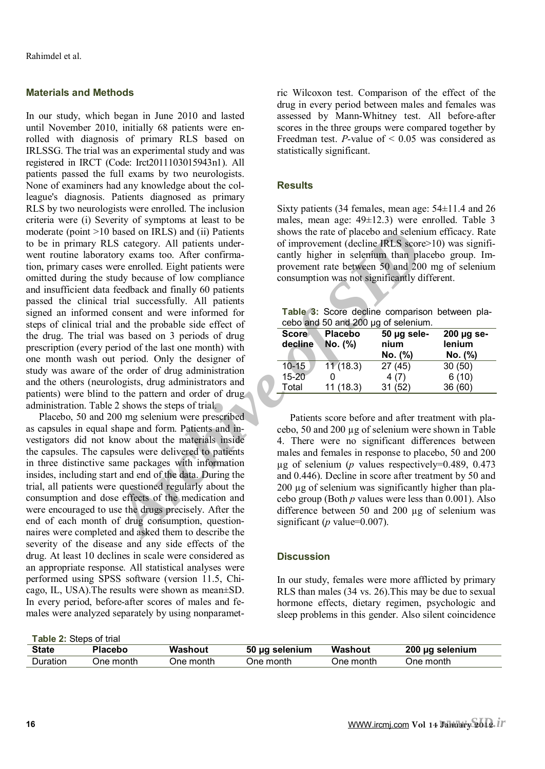## Materials and Methods

In our study, which began in June 2010 and lasted until November 2010, initially 68 patients were enrolled with diagnosis of primary RLS based on IRLSSG. The trial was an experimental study and was registered in IRCT (Code: Irct2011103015943n1). All patients passed the full exams by two neurologists. None of examiners had any knowledge about the colleague's diagnosis. Patients diagnosed as primary RLS by two neurologists were enrolled. The inclusion criteria were (i) Severity of symptoms at least to be moderate (point >10 based on IRLS) and (ii) Patients to be in primary RLS category. All patients underwent routine laboratory exams too. After confirmation, primary cases were enrolled. Eight patients were omitted during the study because of low compliance and insufficient data feedback and finally 60 patients passed the clinical trial successfully. All patients signed an informed consent and were informed for steps of clinical trial and the probable side effect of the drug. The trial was based on 3 periods of drug prescription (every period of the last one month) with one month wash out period. Only the designer of study was aware of the order of drug administration and the others (neurologists, drug administrators and patients) were blind to the pattern and order of drug administration. Table 2 shows the steps of trial.

Placebo, 50 and 200 mg selenium were prescribed as capsules in equal shape and form. Patients and investigators did not know about the materials inside the capsules. The capsules were delivered to patients in three distinctive same packages with information insides, including start and end of the data. During the trial, all patients were questioned regularly about the consumption and dose effects of the medication and were encouraged to use the drugs precisely. After the end of each month of drug consumption, questionnaires were completed and asked them to describe the severity of the disease and any side effects of the drug. At least 10 declines in scale were considered as an appropriate response. All statistical analyses were performed using SPSS software (version 11.5, Chicago, IL, USA).The results were shown as mean±SD. In every period, before-after scores of males and females were analyzed separately by using nonparametric Wilcoxon test. Comparison of the effect of the drug in every period between males and females was assessed by Mann-Whitney test. All before-after scores in the three groups were compared together by Freedman test. *P*-value of < 0.05 was considered as statistically significant.

**Table 2:** Steps of trial

| State | Placebo | Washout | 50 µg selenium | Washout | 200 µg selenium |
|---|---|---|---|---|---|
| Duration | One month | One month | One month | One month | One month |

## Results

Sixty patients (34 females, mean age: 54±11.4 and 26 males, mean age: 49±12.3) were enrolled. Table 3 shows the rate of placebo and selenium efficacy. Rate of improvement (decline IRLS score>10) was significantly higher in selenium than placebo group. Improvement rate between 50 and 200 mg of selenium consumption was not significantly different.

**Table 3:** Score decline comparison between placebo and 50 and 200 µg of selenium.

| Score decline | Placebo No. (%) | 50 µg selenium No. (%) | 200 µg selenium No. (%) |
|---|---|---|---|
| 10-15 | 11 (18.3) | 27 (45) | 30 (50) |
| 15-20 | 0 | 4 (7) | 6 (10) |
| Total | 11 (18.3) | 31 (52) | 36 (60) |

Patients score before and after treatment with placebo, 50 and 200 µg of selenium were shown in Table 4. There were no significant differences between males and females in response to placebo, 50 and 200 µg of selenium (*p* values respectively=0.489, 0.473 and 0.446). Decline in score after treatment by 50 and 200 µg of selenium was significantly higher than placebo group (Both *p* values were less than 0.001). Also difference between 50 and 200 µg of selenium was significant (*p* value=0.007).

## Discussion

In our study, females were more afflicted by primary RLS than males (34 vs. 26).This may be due to sexual hormone effects, dietary regimen, psychologic and sleep problems in this gender. Also silent coincidence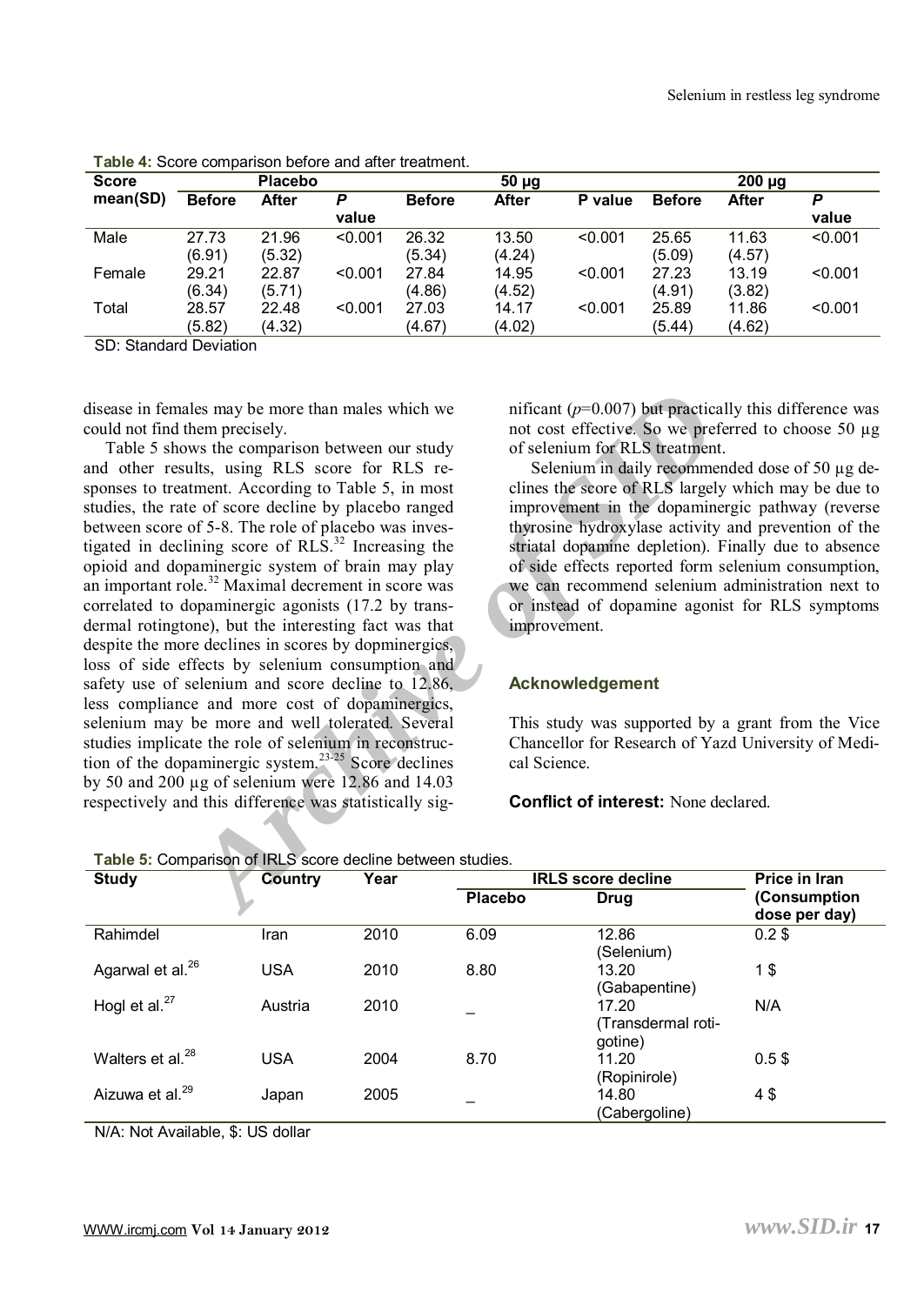**Table 4:** Score comparison before and after treatment.

| Score mean(SD) | Placebo | | | 50 µg | | | 200 µg | | |
|---|---|---|---|---|---|---|---|---|---|
| | Before | After | *P* value | Before | After | P value | Before | After | *P* value |
| Male | 27.73 (6.91) | 21.96 (5.32) | <0.001 | 26.32 (5.34) | 13.50 (4.24) | <0.001 | 25.65 (5.09) | 11.63 (4.57) | <0.001 |
| Female | 29.21 (6.34) | 22.87 (5.71) | <0.001 | 27.84 (4.86) | 14.95 (4.52) | <0.001 | 27.23 (4.91) | 13.19 (3.82) | <0.001 |
| Total | 28.57 (5.82) | 22.48 (4.32) | <0.001 | 27.03 (4.67) | 14.17 (4.02) | <0.001 | 25.89 (5.44) | 11.86 (4.62) | <0.001 |

SD: Standard Deviation

disease in females may be more than males which we could not find them precisely.

Table 5 shows the comparison between our study and other results, using RLS score for RLS responses to treatment. According to Table 5, in most studies, the rate of score decline by placebo ranged between score of 5-8. The role of placebo was investigated in declining score of RLS.[32] Increasing the opioid and dopaminergic system of brain may play an important role.[32] Maximal decrement in score was correlated to dopaminergic agonists (17.2 by transdermal rotingtone), but the interesting fact was that despite the more declines in scores by dopminergics, loss of side effects by selenium consumption and safety use of selenium and score decline to 12.86, less compliance and more cost of dopaminergics, selenium may be more and well tolerated. Several studies implicate the role of selenium in reconstruction of the dopaminergic system.[23-25] Score declines by 50 and 200 µg of selenium were 12.86 and 14.03 respectively and this difference was statistically significant ($p$=0.007) but practically this difference was not cost effective. So we preferred to choose 50 µg of selenium for RLS treatment.

Selenium in daily recommended dose of 50 µg declines the score of RLS largely which may be due to improvement in the dopaminergic pathway (reverse thyrosine hydroxylase activity and prevention of the striatal dopamine depletion). Finally due to absence of side effects reported form selenium consumption, we can recommend selenium administration next to or instead of dopamine agonist for RLS symptoms improvement.

## Acknowledgement

This study was supported by a grant from the Vice Chancellor for Research of Yazd University of Medical Science.

**Conflict of interest:** None declared.

**Table 5:** Comparison of IRLS score decline between studies.

| Study | Country | Year | IRLS score decline | | Price in Iran (Consumption dose per day) |
|---|---|---|---|---|---|
| | | | Placebo | Drug | |
| Rahimdel | Iran | 2010 | 6.09 | 12.86 (Selenium) | 0.2 $ |
| Agarwal et al.[26] | USA | 2010 | 8.80 | 13.20 (Gabapentine) | 1 $ |
| Hogl et al.[27] | Austria | 2010 | _ | 17.20 (Transdermal rotigotine) | N/A |
| Walters et al.[28] | USA | 2004 | 8.70 | 11.20 (Ropinirole) | 0.5 $ |
| Aizuwa et al.[29] | Japan | 2005 | _ | 14.80 (Cabergoline) | 4 $ |

N/A: Not Available, $: US dollar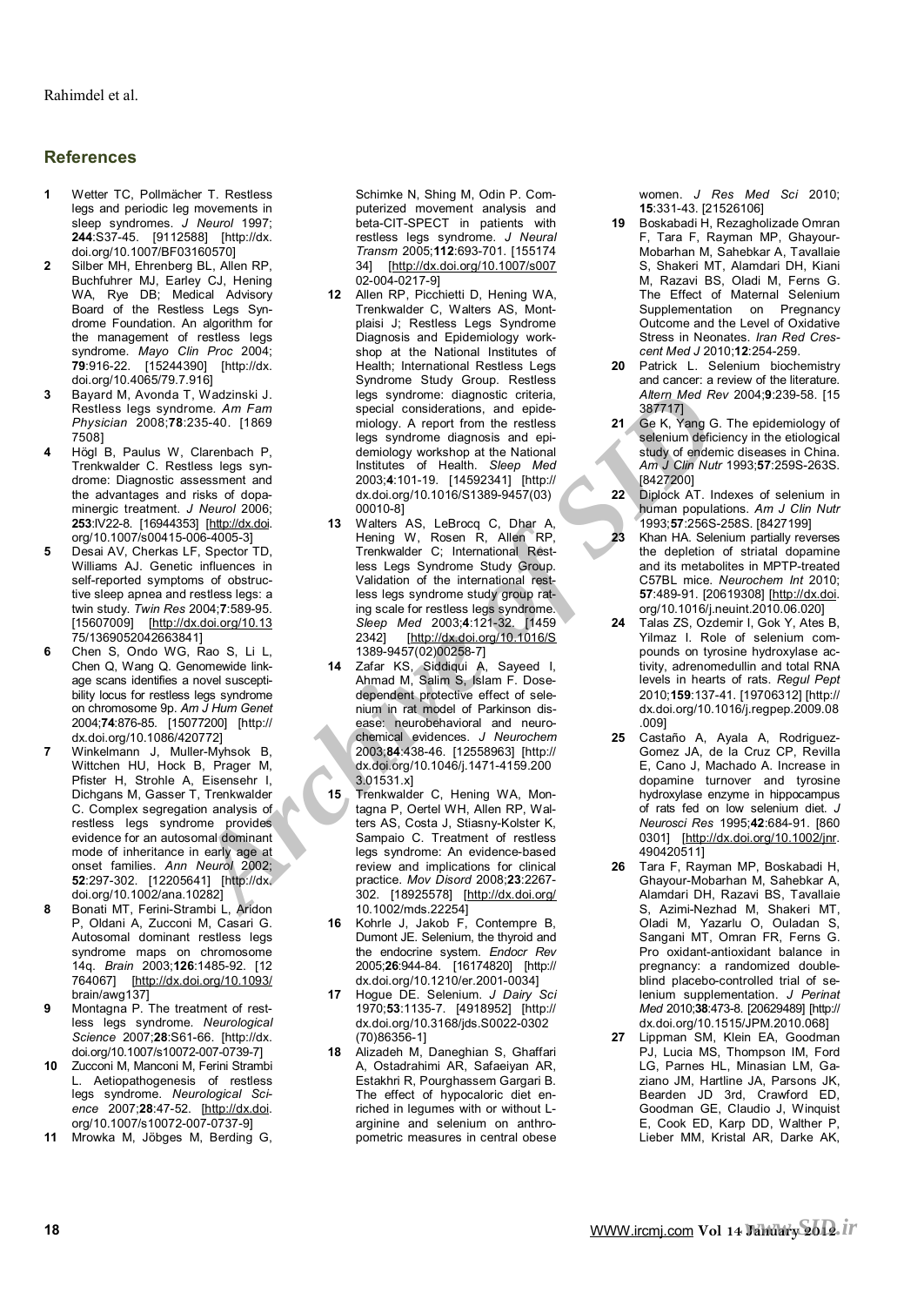## References

1. Wetter TC, Pollmächer T. Restless legs and periodic leg movements in sleep syndromes. *J Neurol* 1997; **244**:S37-45. [9112588] [http://dx.doi.org/10.1007/BF03160570]
2. Silber MH, Ehrenberg BL, Allen RP, Buchfuhrer MJ, Earley CJ, Hening WA, Rye DB; Medical Advisory Board of the Restless Legs Syndrome Foundation. An algorithm for the management of restless legs syndrome. *Mayo Clin Proc* 2004; **79**:916-22. [15244390] [http://dx.doi.org/10.4065/79.7.916]
3. Bayard M, Avonda T, Wadzinski J. Restless legs syndrome. *Am Fam Physician* 2008;**78**:235-40. [18697508]
4. Högl B, Paulus W, Clarenbach P, Trenkwalder C. Restless legs syndrome: Diagnostic assessment and the advantages and risks of dopaminergic treatment. *J Neurol* 2006; **253**:IV22-8. [16944353] [http://dx.doi.org/10.1007/s00415-006-4005-3]
5. Desai AV, Cherkas LF, Spector TD, Williams AJ. Genetic influences in self-reported symptoms of obstructive sleep apnea and restless legs: a twin study. *Twin Res* 2004;**7**:589-95. [15607009] [http://dx.doi.org/10.1375/1369052042663841]
6. Chen S, Ondo WG, Rao S, Li L, Chen Q, Wang Q. Genomewide linkage scans identifies a novel susceptibility locus for restless legs syndrome on chromosome 9p. *Am J Hum Genet* 2004;**74**:876-85. [15077200] [http://dx.doi.org/10.1086/420772]
7. Winkelmann J, Muller-Myhsok B, Wittchen HU, Hock B, Prager M, Pfister H, Strohle A, Eisensehr I, Dichgans M, Gasser T, Trenkwalder C. Complex segregation analysis of restless legs syndrome provides evidence for an autosomal dominant mode of inheritance in early age at onset families. *Ann Neurol* 2002; **52**:297-302. [12205641] [http://dx.doi.org/10.1002/ana.10282]
8. Bonati MT, Ferini-Strambi L, Aridon P, Oldani A, Zucconi M, Casari G. Autosomal dominant restless legs syndrome maps on chromosome 14q. *Brain* 2003;**126**:1485-92. [12764067] [http://dx.doi.org/10.1093/brain/awg137]
9. Montagna P. The treatment of restless legs syndrome. *Neurological Science* 2007;**28**:S61-66. [http://dx.doi.org/10.1007/s10072-007-0739-7]
10. Zucconi M, Manconi M, Ferini Strambi L. Aetiopathogenesis of restless legs syndrome. *Neurological Science* 2007;**28**:47-52. [http://dx.doi.org/10.1007/s10072-007-0737-9]
11. Mrowka M, Jöbges M, Berding G, Schimke N, Shing M, Odin P. Computerized movement analysis and beta-CIT-SPECT in patients with restless legs syndrome. *J Neural Transm* 2005;**112**:693-701. [15517434] [http://dx.doi.org/10.1007/s00702-004-0217-9]
12. Allen RP, Picchietti D, Hening WA, Trenkwalder C, Walters AS, Montplaisi J; Restless Legs Syndrome Diagnosis and Epidemiology workshop at the National Institutes of Health; International Restless Legs Syndrome Study Group. Restless legs syndrome: diagnostic criteria, special considerations, and epidemiology. A report from the restless legs syndrome diagnosis and epidemiology workshop at the National Institutes of Health. *Sleep Med* 2003;**4**:101-19. [14592341] [http://dx.doi.org/10.1016/S1389-9457(03)00010-8]
13. Walters AS, LeBrocq C, Dhar A, Hening W, Rosen R, Allen RP, Trenkwalder C; International Restless Legs Syndrome Study Group. Validation of the international restless legs syndrome study group rating scale for restless legs syndrome. *Sleep Med* 2003;**4**:121-32. [14592342] [http://dx.doi.org/10.1016/S1389-9457(02)00258-7]
14. Zafar KS, Siddiqui A, Sayeed I, Ahmad M, Salim S, Islam F. Dose-dependent protective effect of selenium in rat model of Parkinson disease: neurobehavioral and neurochemical evidences. *J Neurochem* 2003;**84**:438-46. [12558963] [http://dx.doi.org/10.1046/j.1471-4159.2003.01531.x]
15. Trenkwalder C, Hening WA, Montagna P, Oertel WH, Allen RP, Walters AS, Costa J, Stiasny-Kolster K, Sampaio C. Treatment of restless legs syndrome: An evidence-based review and implications for clinical practice. *Mov Disord* 2008;**23**:2267-302. [18925578] [http://dx.doi.org/10.1002/mds.22254]
16. Kohrle J, Jakob F, Contempre B, Dumont JE. Selenium, the thyroid and the endocrine system. *Endocr Rev* 2005;**26**:944-84. [16174820] [http://dx.doi.org/10.1210/er.2001-0034]
17. Hogue DE. Selenium. *J Dairy Sci* 1970;**53**:1135-7. [4918952] [http://dx.doi.org/10.3168/jds.S0022-0302(70)86356-1]
18. Alizadeh M, Daneghian S, Ghaffari A, Ostadrahimi AR, Safaeiyan AR, Estakhri R, Pourghassem Gargari B. The effect of hypocaloric diet enriched in legumes with or without L-arginine and selenium on anthropometric measures in central obese women. *J Res Med Sci* 2010; **15**:331-43. [21526106]
19. Boskabadi H, Rezagholizade Omran F, Tara F, Rayman MP, Ghayour-Mobarhan M, Sahebkar A, Tavallaie S, Shakeri MT, Alamdari DH, Kiani M, Razavi BS, Oladi M, Ferns G. The Effect of Maternal Selenium Supplementation on Pregnancy Outcome and the Level of Oxidative Stress in Neonates. *Iran Red Crescent Med J* 2010;**12**:254-259.
20. Patrick L. Selenium biochemistry and cancer: a review of the literature. *Altern Med Rev* 2004;**9**:239-58. [15387717]
21. Ge K, Yang G. The epidemiology of selenium deficiency in the etiological study of endemic diseases in China. *Am J Clin Nutr* 1993;**57**:259S-263S. [8427200]
22. Diplock AT. Indexes of selenium in human populations. *Am J Clin Nutr* 1993;**57**:256S-258S. [8427199]
23. Khan HA. Selenium partially reverses the depletion of striatal dopamine and its metabolites in MPTP-treated C57BL mice. *Neurochem Int* 2010; **57**:489-91. [20619308] [http://dx.doi.org/10.1016/j.neuint.2010.06.020]
24. Talas ZS, Ozdemir I, Gok Y, Ates B, Yilmaz I. Role of selenium compounds on tyrosine hydroxylase activity, adrenomedullin and total RNA levels in hearts of rats. *Regul Pept* 2010;**159**:137-41. [19706312] [http://dx.doi.org/10.1016/j.regpep.2009.08.009]
25. Castaño A, Ayala A, Rodriguez-Gomez JA, de la Cruz CP, Revilla E, Cano J, Machado A. Increase in dopamine turnover and tyrosine hydroxylase enzyme in hippocampus of rats fed on low selenium diet. *J Neurosci Res* 1995;**42**:684-91. [8600301] [http://dx.doi.org/10.1002/jnr.490420511]
26. Tara F, Rayman MP, Boskabadi H, Ghayour-Mobarhan M, Sahebkar A, Alamdari DH, Razavi BS, Tavallaie S, Azimi-Nezhad M, Shakeri MT, Oladi M, Yazarlu O, Ouladan S, Sangani MT, Omran FR, Ferns G. Pro oxidant-antioxidant balance in pregnancy: a randomized double-blind placebo-controlled trial of selenium supplementation. *J Perinat Med* 2010;**38**:473-8. [20629489] [http://dx.doi.org/10.1515/JPM.2010.068]
27. Lippman SM, Klein EA, Goodman PJ, Lucia MS, Thompson IM, Ford LG, Parnes HL, Minasian LM, Gaziano JM, Hartline JA, Parsons JK, Bearden JD 3rd, Crawford ED, Goodman GE, Claudio J, Winquist E, Cook ED, Karp DD, Walther P, Lieber MM, Kristal AR, Darke AK,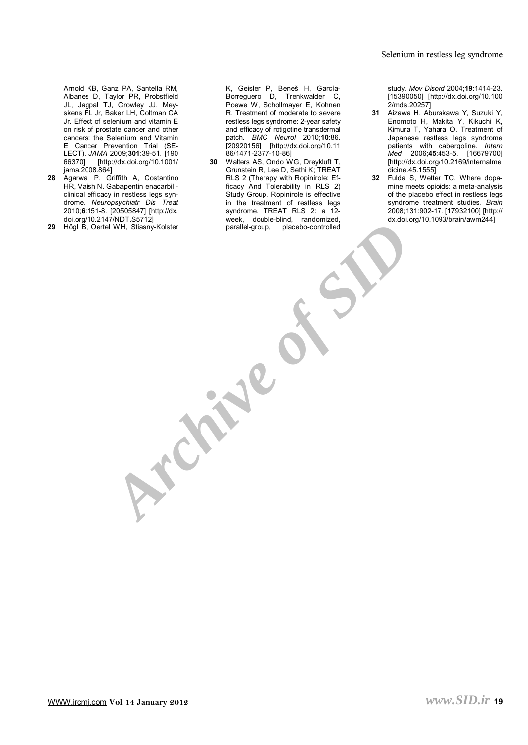Arnold KB, Ganz PA, Santella RM, Albanes D, Taylor PR, Probstfield JL, Jagpal TJ, Crowley JJ, Meyskens FL Jr, Baker LH, Coltman CA Jr. Effect of selenium and vitamin E on risk of prostate cancer and other cancers: the Selenium and Vitamin E Cancer Prevention Trial (SELECT). *JAMA* 2009;**301**:39-51. [19066370] [http://dx.doi.org/10.1001/jama.2008.864]

**28** Agarwal P, Griffith A, Costantino HR, Vaish N. Gabapentin enacarbil - clinical efficacy in restless legs syndrome. *Neuropsychiatr Dis Treat* 2010;**6**:151-8. [20505847] [http://dx.doi.org/10.2147/NDT.S5712]

**29** Högl B, Oertel WH, Stiasny-Kolster K, Geisler P, Beneš H, García-Borreguero D, Trenkwalder C, Poewe W, Schollmayer E, Kohnen R. Treatment of moderate to severe restless legs syndrome: 2-year safety and efficacy of rotigotine transdermal patch. *BMC Neurol* 2010;**10**:86. [20920156] [http://dx.doi.org/10.1186/1471-2377-10-86]

**30** Walters AS, Ondo WG, Dreykluft T, Grunstein R, Lee D, Sethi K; TREAT RLS 2 (Therapy with Ropinirole: Efficacy And Tolerability in RLS 2) Study Group. Ropinirole is effective in the treatment of restless legs syndrome. TREAT RLS 2: a 12-week, double-blind, randomized, parallel-group, placebo-controlled study. *Mov Disord* 2004;**19**:1414-23. [15390050] [http://dx.doi.org/10.1002/mds.20257]

**31** Aizawa H, Aburakawa Y, Suzuki Y, Enomoto H, Makita Y, Kikuchi K, Kimura T, Yahara O. Treatment of Japanese restless legs syndrome patients with cabergoline. *Intern Med* 2006;**45**:453-5. [16679700] [http://dx.doi.org/10.2169/internalmedicine.45.1555]

**32** Fulda S, Wetter TC. Where dopamine meets opioids: a meta-analysis of the placebo effect in restless legs syndrome treatment studies. *Brain* 2008;131:902-17. [17932100] [http://dx.doi.org/10.1093/brain/awm244]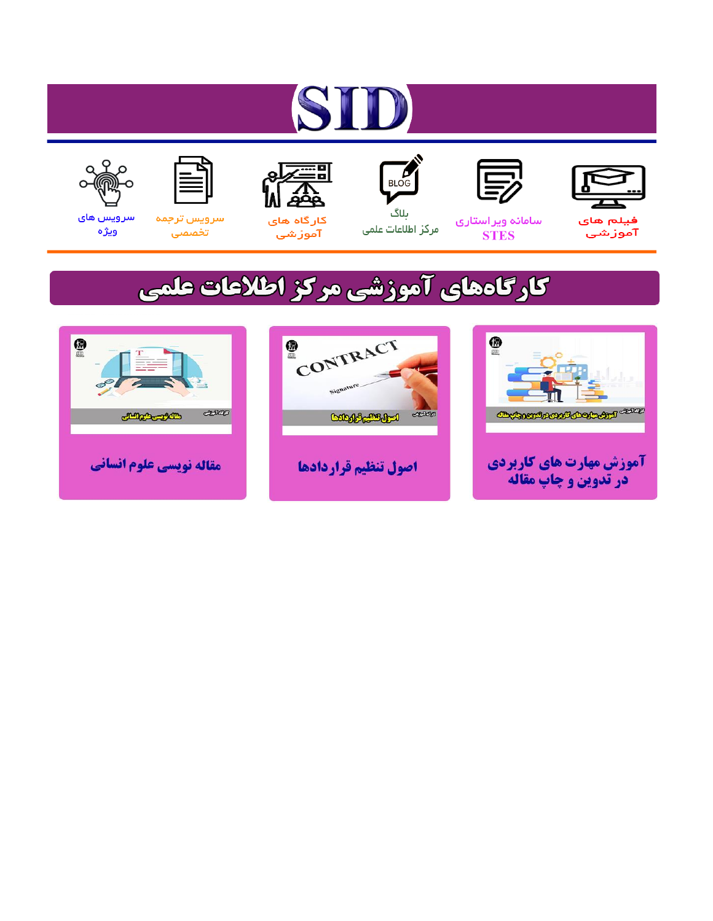# SID

فیلم های آموزشی

سامانه ویراستاری STES

بلاگ مرکز اطلاعات علمی

کارگاه های آموزشی

سرویس ترجمه تخصصی

سرویس های ویژه

## کارگاه‌های آموزشی مرکز اطلاعات علمی

آموزش مهارت های کاربردی در تدوین و چاپ مقاله

اصول تنظیم قراردادها

مقاله نویسی علوم انسانی